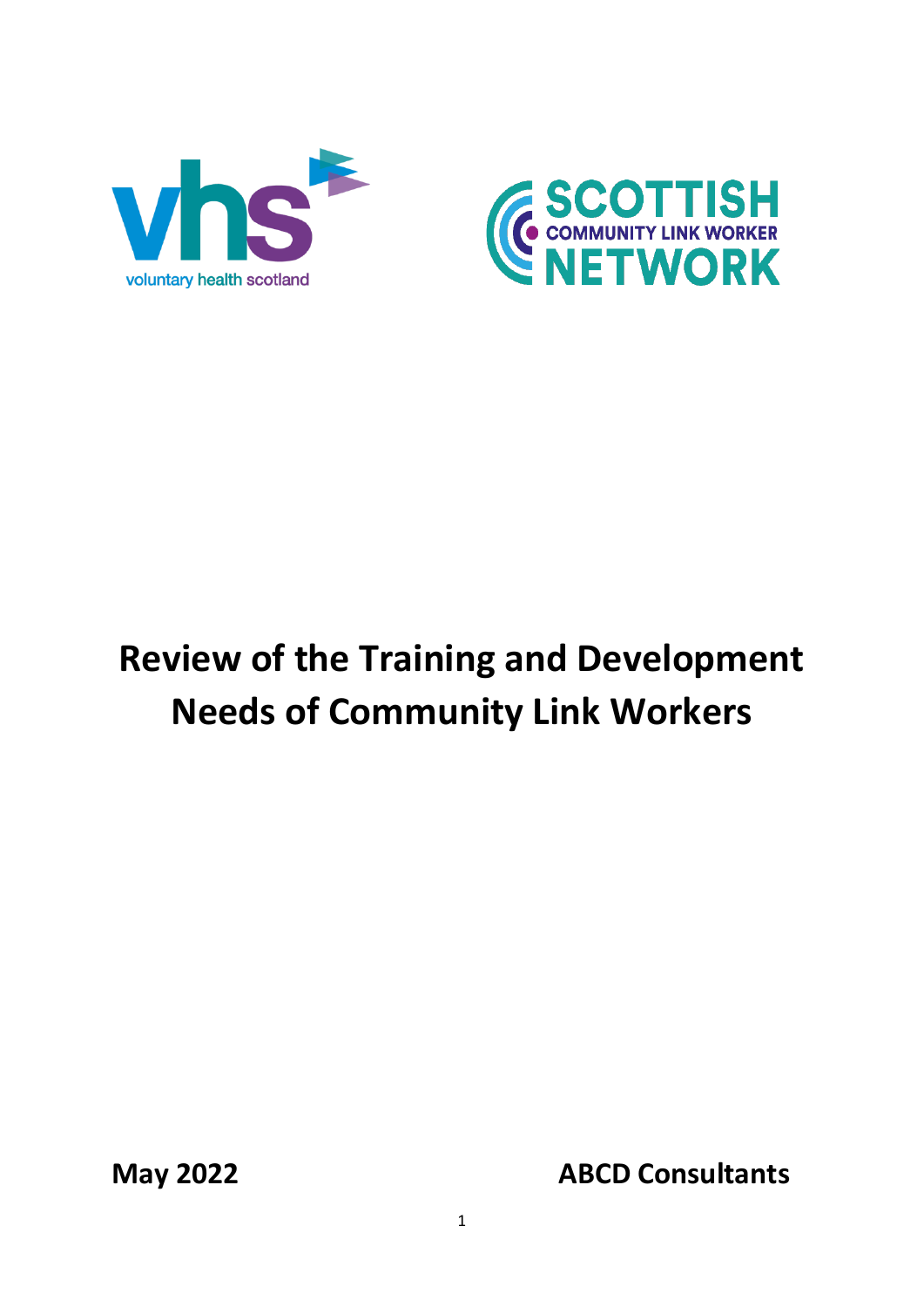voluntary health scotland

SCOTTISH COMMUNITY LINK WORKER NETWORK

# Review of the Training and Development Needs of Community Link Workers

**May 2022**

**ABCD Consultants**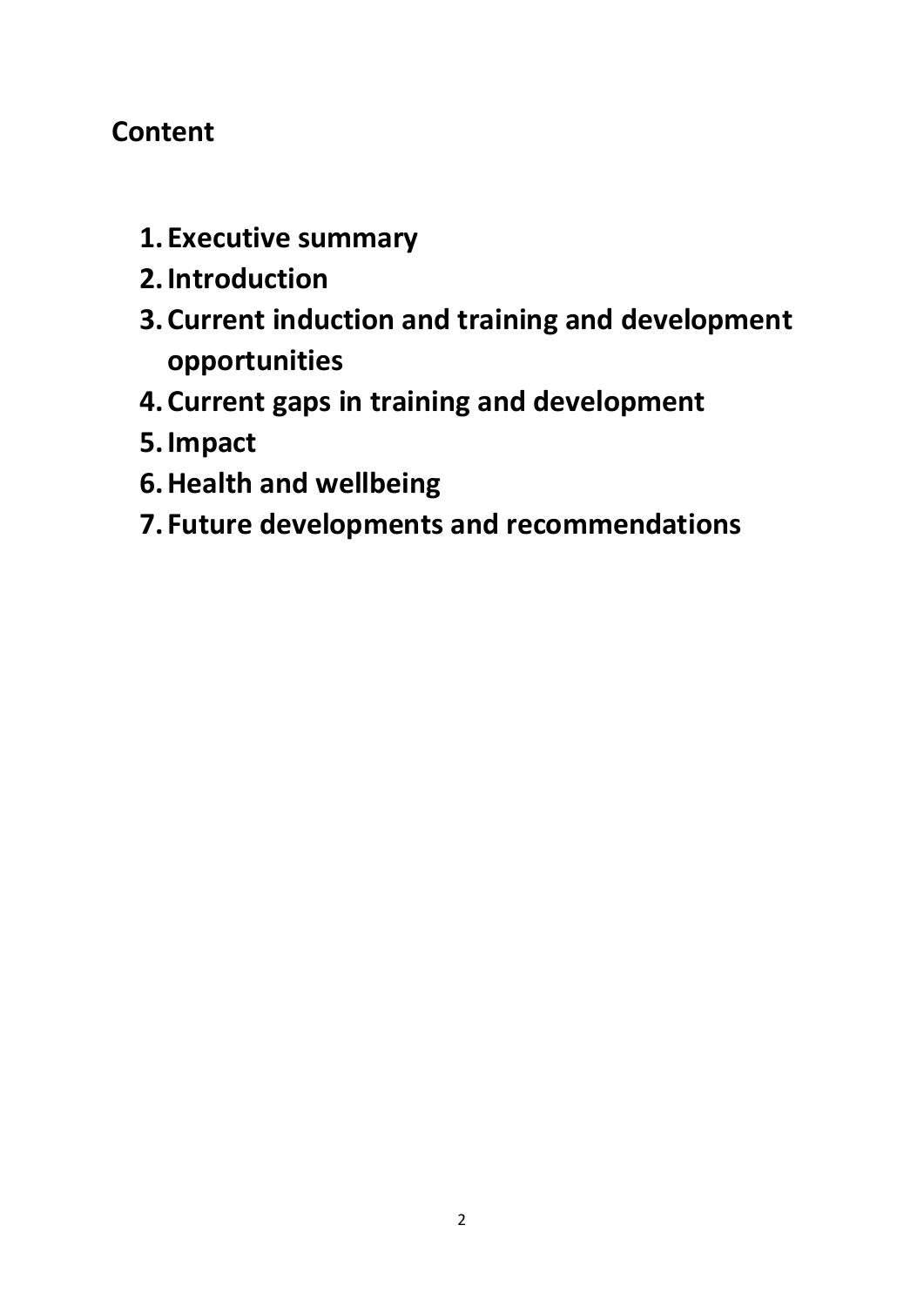## Content

1. **Executive summary**
2. **Introduction**
3. **Current induction and training and development opportunities**
4. **Current gaps in training and development**
5. **Impact**
6. **Health and wellbeing**
7. **Future developments and recommendations**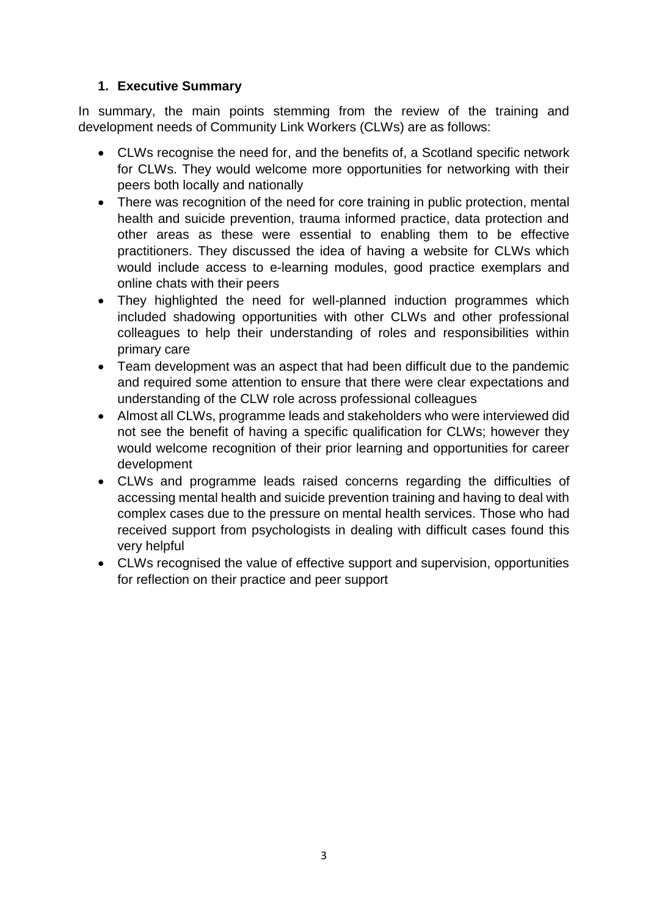## 1. Executive Summary

In summary, the main points stemming from the review of the training and development needs of Community Link Workers (CLWs) are as follows:

- CLWs recognise the need for, and the benefits of, a Scotland specific network for CLWs. They would welcome more opportunities for networking with their peers both locally and nationally
- There was recognition of the need for core training in public protection, mental health and suicide prevention, trauma informed practice, data protection and other areas as these were essential to enabling them to be effective practitioners. They discussed the idea of having a website for CLWs which would include access to e-learning modules, good practice exemplars and online chats with their peers
- They highlighted the need for well-planned induction programmes which included shadowing opportunities with other CLWs and other professional colleagues to help their understanding of roles and responsibilities within primary care
- Team development was an aspect that had been difficult due to the pandemic and required some attention to ensure that there were clear expectations and understanding of the CLW role across professional colleagues
- Almost all CLWs, programme leads and stakeholders who were interviewed did not see the benefit of having a specific qualification for CLWs; however they would welcome recognition of their prior learning and opportunities for career development
- CLWs and programme leads raised concerns regarding the difficulties of accessing mental health and suicide prevention training and having to deal with complex cases due to the pressure on mental health services. Those who had received support from psychologists in dealing with difficult cases found this very helpful
- CLWs recognised the value of effective support and supervision, opportunities for reflection on their practice and peer support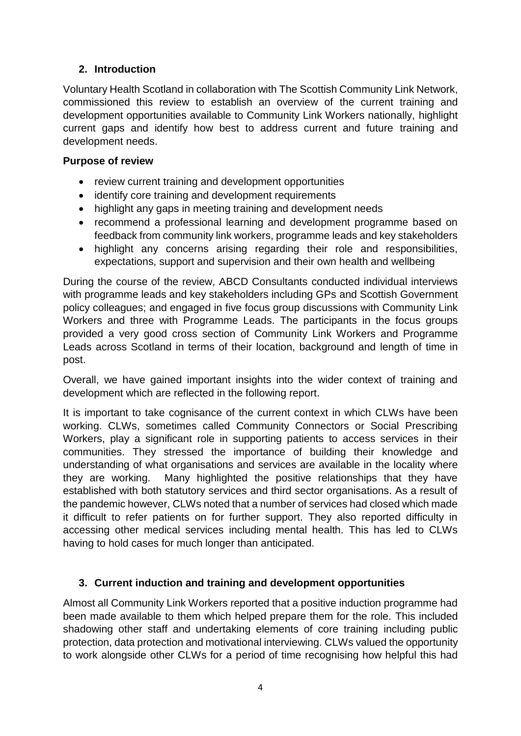## 2. Introduction

Voluntary Health Scotland in collaboration with The Scottish Community Link Network, commissioned this review to establish an overview of the current training and development opportunities available to Community Link Workers nationally, highlight current gaps and identify how best to address current and future training and development needs.

**Purpose of review**

- review current training and development opportunities
- identify core training and development requirements
- highlight any gaps in meeting training and development needs
- recommend a professional learning and development programme based on feedback from community link workers, programme leads and key stakeholders
- highlight any concerns arising regarding their role and responsibilities, expectations, support and supervision and their own health and wellbeing

During the course of the review, ABCD Consultants conducted individual interviews with programme leads and key stakeholders including GPs and Scottish Government policy colleagues; and engaged in five focus group discussions with Community Link Workers and three with Programme Leads. The participants in the focus groups provided a very good cross section of Community Link Workers and Programme Leads across Scotland in terms of their location, background and length of time in post.

Overall, we have gained important insights into the wider context of training and development which are reflected in the following report.

It is important to take cognisance of the current context in which CLWs have been working. CLWs, sometimes called Community Connectors or Social Prescribing Workers, play a significant role in supporting patients to access services in their communities. They stressed the importance of building their knowledge and understanding of what organisations and services are available in the locality where they are working. Many highlighted the positive relationships that they have established with both statutory services and third sector organisations. As a result of the pandemic however, CLWs noted that a number of services had closed which made it difficult to refer patients on for further support. They also reported difficulty in accessing other medical services including mental health. This has led to CLWs having to hold cases for much longer than anticipated.

## 3. Current induction and training and development opportunities

Almost all Community Link Workers reported that a positive induction programme had been made available to them which helped prepare them for the role. This included shadowing other staff and undertaking elements of core training including public protection, data protection and motivational interviewing. CLWs valued the opportunity to work alongside other CLWs for a period of time recognising how helpful this had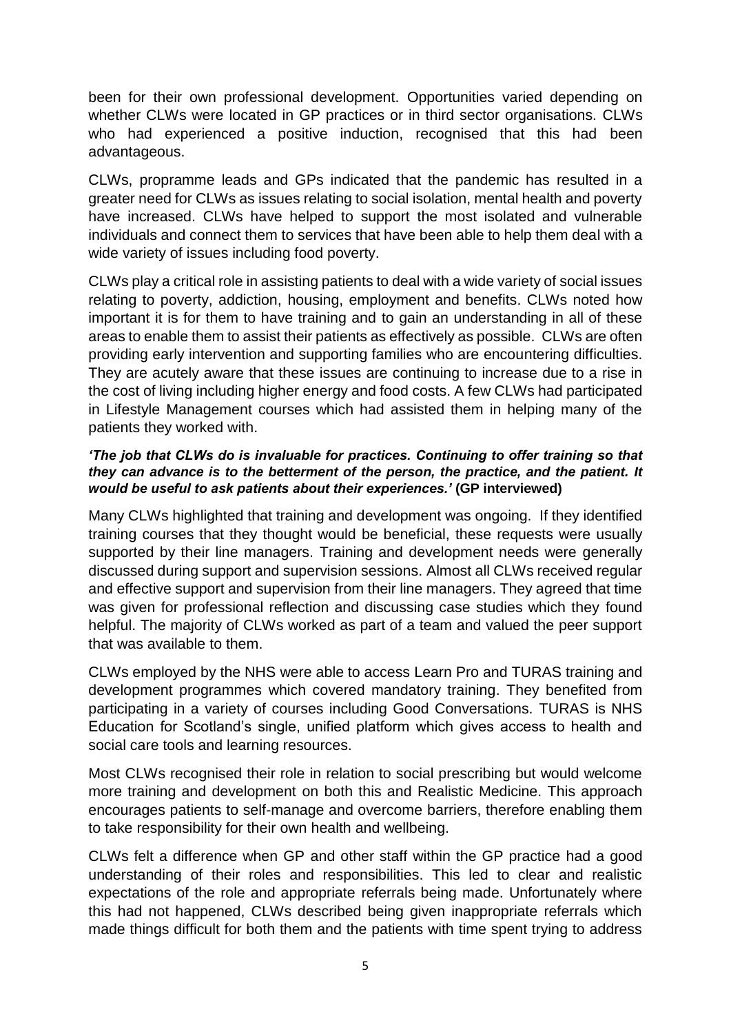been for their own professional development. Opportunities varied depending on whether CLWs were located in GP practices or in third sector organisations. CLWs who had experienced a positive induction, recognised that this had been advantageous.

CLWs, propramme leads and GPs indicated that the pandemic has resulted in a greater need for CLWs as issues relating to social isolation, mental health and poverty have increased. CLWs have helped to support the most isolated and vulnerable individuals and connect them to services that have been able to help them deal with a wide variety of issues including food poverty.

CLWs play a critical role in assisting patients to deal with a wide variety of social issues relating to poverty, addiction, housing, employment and benefits. CLWs noted how important it is for them to have training and to gain an understanding in all of these areas to enable them to assist their patients as effectively as possible. CLWs are often providing early intervention and supporting families who are encountering difficulties. They are acutely aware that these issues are continuing to increase due to a rise in the cost of living including higher energy and food costs. A few CLWs had participated in Lifestyle Management courses which had assisted them in helping many of the patients they worked with.

***'The job that CLWs do is invaluable for practices. Continuing to offer training so that they can advance is to the betterment of the person, the practice, and the patient. It would be useful to ask patients about their experiences.'* (GP interviewed)**

Many CLWs highlighted that training and development was ongoing. If they identified training courses that they thought would be beneficial, these requests were usually supported by their line managers. Training and development needs were generally discussed during support and supervision sessions. Almost all CLWs received regular and effective support and supervision from their line managers. They agreed that time was given for professional reflection and discussing case studies which they found helpful. The majority of CLWs worked as part of a team and valued the peer support that was available to them.

CLWs employed by the NHS were able to access Learn Pro and TURAS training and development programmes which covered mandatory training. They benefited from participating in a variety of courses including Good Conversations. TURAS is NHS Education for Scotland's single, unified platform which gives access to health and social care tools and learning resources.

Most CLWs recognised their role in relation to social prescribing but would welcome more training and development on both this and Realistic Medicine. This approach encourages patients to self-manage and overcome barriers, therefore enabling them to take responsibility for their own health and wellbeing.

CLWs felt a difference when GP and other staff within the GP practice had a good understanding of their roles and responsibilities. This led to clear and realistic expectations of the role and appropriate referrals being made. Unfortunately where this had not happened, CLWs described being given inappropriate referrals which made things difficult for both them and the patients with time spent trying to address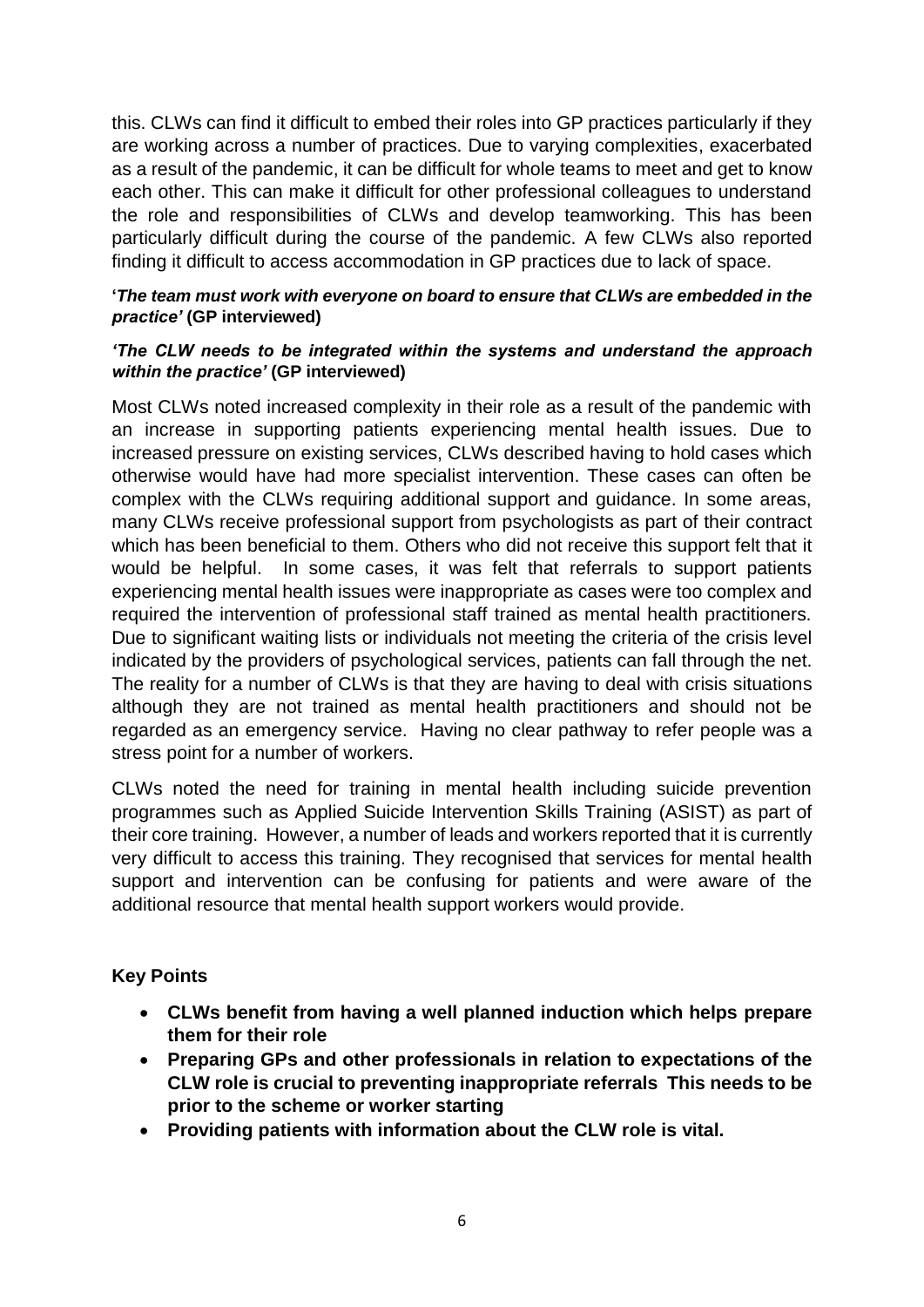this. CLWs can find it difficult to embed their roles into GP practices particularly if they are working across a number of practices. Due to varying complexities, exacerbated as a result of the pandemic, it can be difficult for whole teams to meet and get to know each other. This can make it difficult for other professional colleagues to understand the role and responsibilities of CLWs and develop teamworking. This has been particularly difficult during the course of the pandemic. A few CLWs also reported finding it difficult to access accommodation in GP practices due to lack of space.

**'*The team must work with everyone on board to ensure that CLWs are embedded in the practice'* (GP interviewed)**

***'The CLW needs to be integrated within the systems and understand the approach within the practice'* (GP interviewed)**

Most CLWs noted increased complexity in their role as a result of the pandemic with an increase in supporting patients experiencing mental health issues. Due to increased pressure on existing services, CLWs described having to hold cases which otherwise would have had more specialist intervention. These cases can often be complex with the CLWs requiring additional support and guidance. In some areas, many CLWs receive professional support from psychologists as part of their contract which has been beneficial to them. Others who did not receive this support felt that it would be helpful. In some cases, it was felt that referrals to support patients experiencing mental health issues were inappropriate as cases were too complex and required the intervention of professional staff trained as mental health practitioners. Due to significant waiting lists or individuals not meeting the criteria of the crisis level indicated by the providers of psychological services, patients can fall through the net. The reality for a number of CLWs is that they are having to deal with crisis situations although they are not trained as mental health practitioners and should not be regarded as an emergency service. Having no clear pathway to refer people was a stress point for a number of workers.

CLWs noted the need for training in mental health including suicide prevention programmes such as Applied Suicide Intervention Skills Training (ASIST) as part of their core training. However, a number of leads and workers reported that it is currently very difficult to access this training. They recognised that services for mental health support and intervention can be confusing for patients and were aware of the additional resource that mental health support workers would provide.

**Key Points**

- **CLWs benefit from having a well planned induction which helps prepare them for their role**
- **Preparing GPs and other professionals in relation to expectations of the CLW role is crucial to preventing inappropriate referrals This needs to be prior to the scheme or worker starting**
- **Providing patients with information about the CLW role is vital.**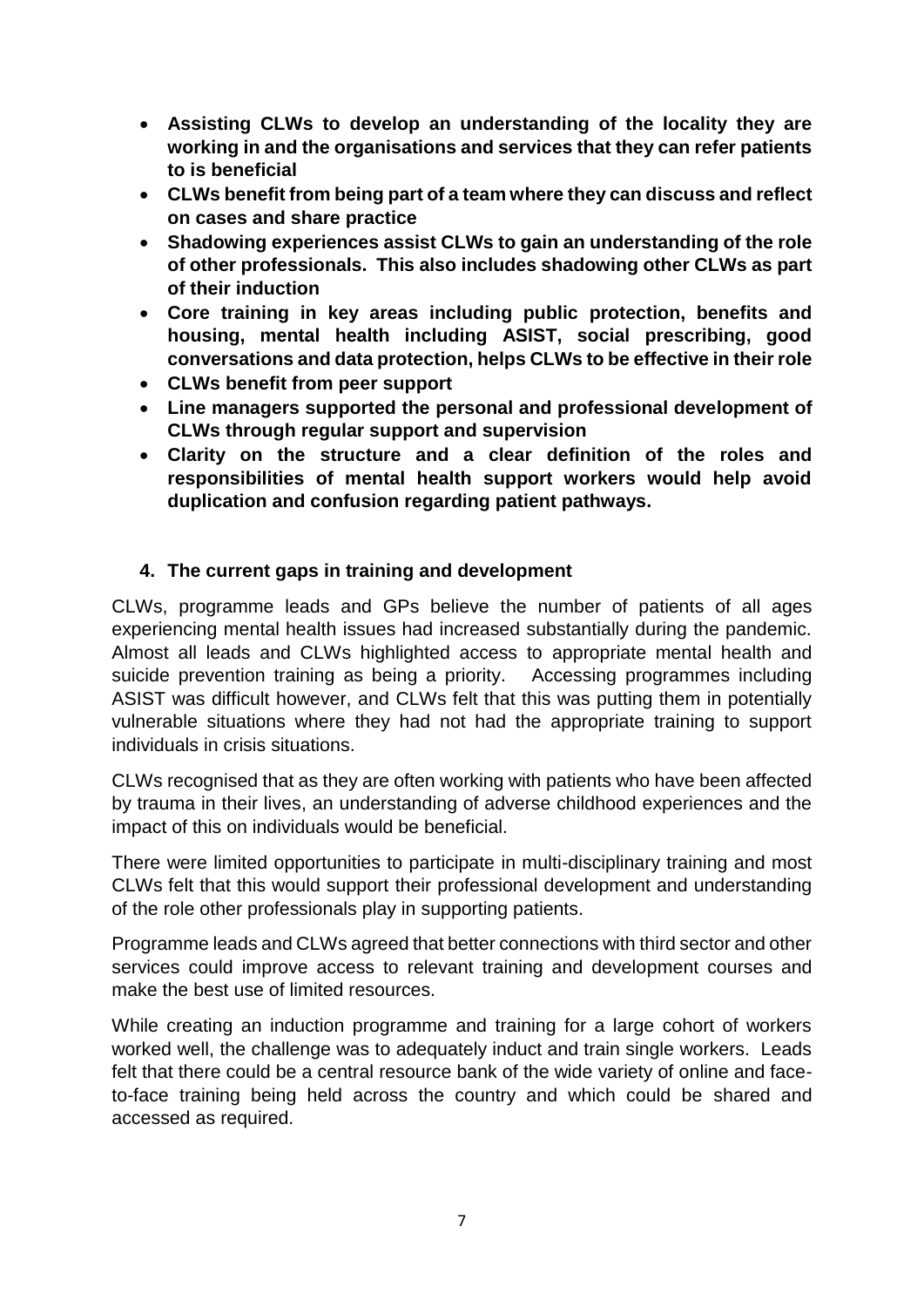- **Assisting CLWs to develop an understanding of the locality they are working in and the organisations and services that they can refer patients to is beneficial**
- **CLWs benefit from being part of a team where they can discuss and reflect on cases and share practice**
- **Shadowing experiences assist CLWs to gain an understanding of the role of other professionals. This also includes shadowing other CLWs as part of their induction**
- **Core training in key areas including public protection, benefits and housing, mental health including ASIST, social prescribing, good conversations and data protection, helps CLWs to be effective in their role**
- **CLWs benefit from peer support**
- **Line managers supported the personal and professional development of CLWs through regular support and supervision**
- **Clarity on the structure and a clear definition of the roles and responsibilities of mental health support workers would help avoid duplication and confusion regarding patient pathways.**

## 4. The current gaps in training and development

CLWs, programme leads and GPs believe the number of patients of all ages experiencing mental health issues had increased substantially during the pandemic. Almost all leads and CLWs highlighted access to appropriate mental health and suicide prevention training as being a priority. Accessing programmes including ASIST was difficult however, and CLWs felt that this was putting them in potentially vulnerable situations where they had not had the appropriate training to support individuals in crisis situations.

CLWs recognised that as they are often working with patients who have been affected by trauma in their lives, an understanding of adverse childhood experiences and the impact of this on individuals would be beneficial.

There were limited opportunities to participate in multi-disciplinary training and most CLWs felt that this would support their professional development and understanding of the role other professionals play in supporting patients.

Programme leads and CLWs agreed that better connections with third sector and other services could improve access to relevant training and development courses and make the best use of limited resources.

While creating an induction programme and training for a large cohort of workers worked well, the challenge was to adequately induct and train single workers. Leads felt that there could be a central resource bank of the wide variety of online and face-to-face training being held across the country and which could be shared and accessed as required.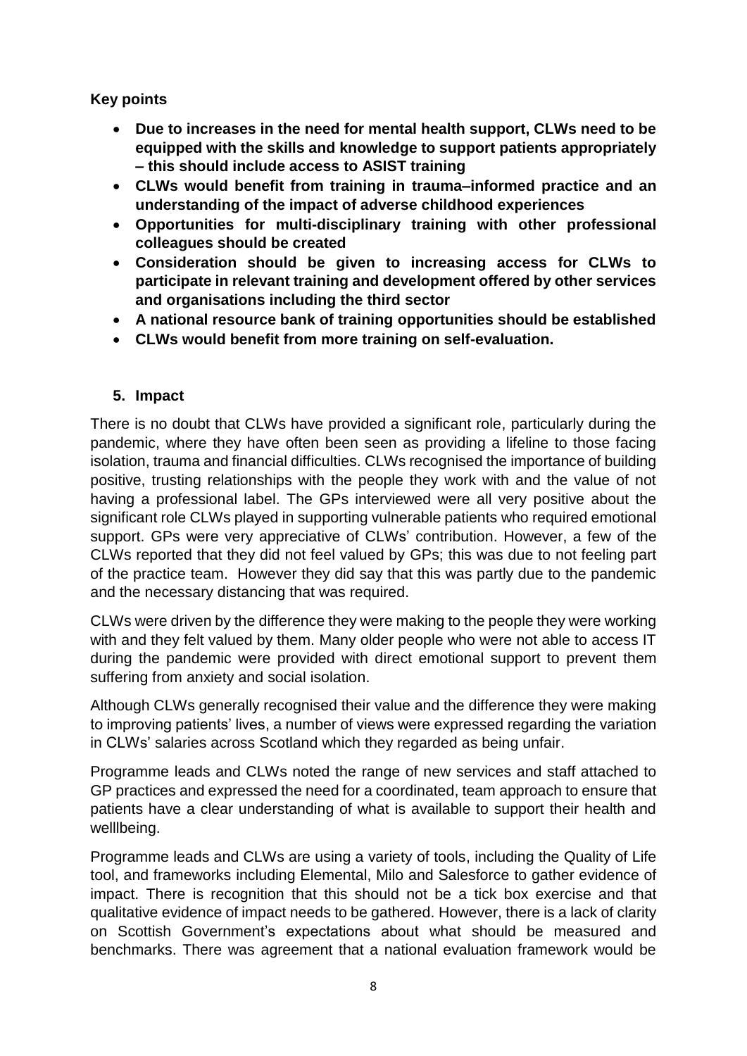**Key points**

- **Due to increases in the need for mental health support, CLWs need to be equipped with the skills and knowledge to support patients appropriately – this should include access to ASIST training**
- **CLWs would benefit from training in trauma–informed practice and an understanding of the impact of adverse childhood experiences**
- **Opportunities for multi-disciplinary training with other professional colleagues should be created**
- **Consideration should be given to increasing access for CLWs to participate in relevant training and development offered by other services and organisations including the third sector**
- **A national resource bank of training opportunities should be established**
- **CLWs would benefit from more training on self-evaluation.**

## 5. Impact

There is no doubt that CLWs have provided a significant role, particularly during the pandemic, where they have often been seen as providing a lifeline to those facing isolation, trauma and financial difficulties. CLWs recognised the importance of building positive, trusting relationships with the people they work with and the value of not having a professional label. The GPs interviewed were all very positive about the significant role CLWs played in supporting vulnerable patients who required emotional support. GPs were very appreciative of CLWs' contribution. However, a few of the CLWs reported that they did not feel valued by GPs; this was due to not feeling part of the practice team. However they did say that this was partly due to the pandemic and the necessary distancing that was required.

CLWs were driven by the difference they were making to the people they were working with and they felt valued by them. Many older people who were not able to access IT during the pandemic were provided with direct emotional support to prevent them suffering from anxiety and social isolation.

Although CLWs generally recognised their value and the difference they were making to improving patients' lives, a number of views were expressed regarding the variation in CLWs' salaries across Scotland which they regarded as being unfair.

Programme leads and CLWs noted the range of new services and staff attached to GP practices and expressed the need for a coordinated, team approach to ensure that patients have a clear understanding of what is available to support their health and welllbeing.

Programme leads and CLWs are using a variety of tools, including the Quality of Life tool, and frameworks including Elemental, Milo and Salesforce to gather evidence of impact. There is recognition that this should not be a tick box exercise and that qualitative evidence of impact needs to be gathered. However, there is a lack of clarity on Scottish Government's expectations about what should be measured and benchmarks. There was agreement that a national evaluation framework would be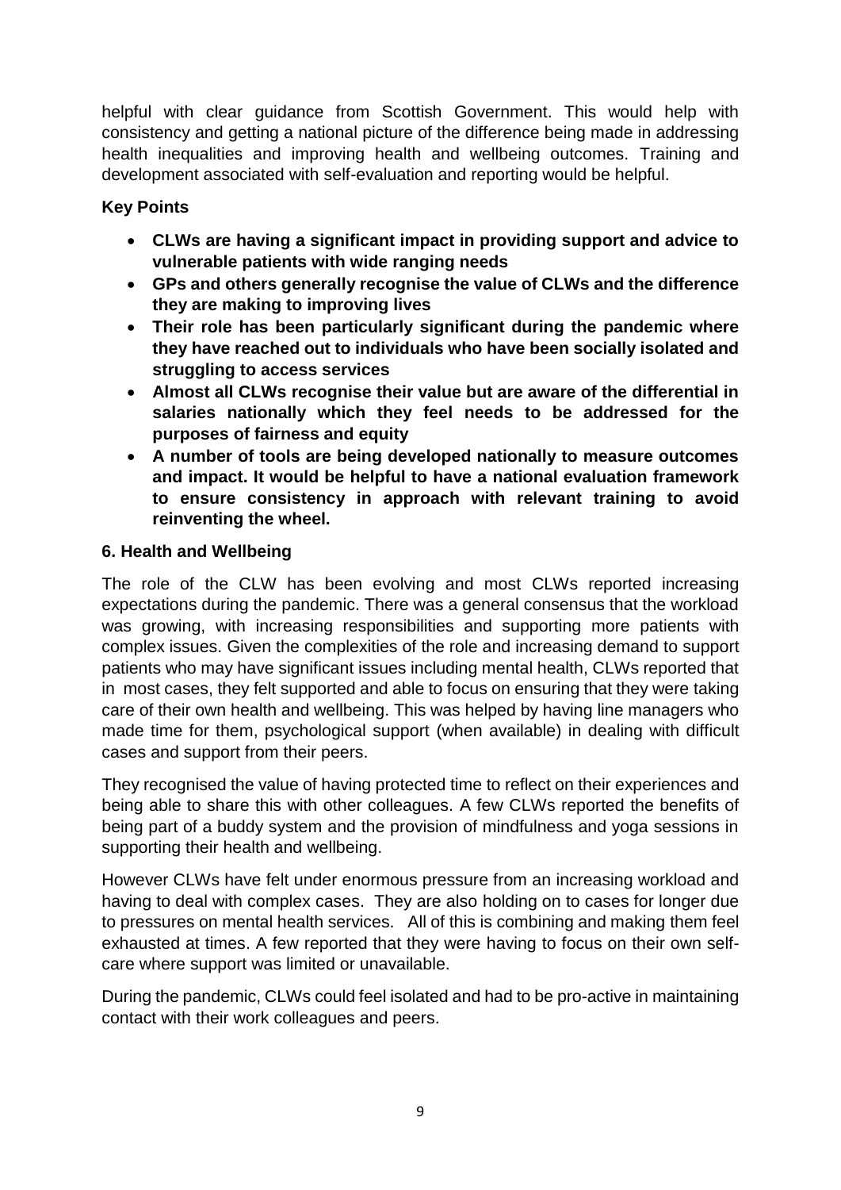helpful with clear guidance from Scottish Government. This would help with consistency and getting a national picture of the difference being made in addressing health inequalities and improving health and wellbeing outcomes. Training and development associated with self-evaluation and reporting would be helpful.

**Key Points**

- **CLWs are having a significant impact in providing support and advice to vulnerable patients with wide ranging needs**
- **GPs and others generally recognise the value of CLWs and the difference they are making to improving lives**
- **Their role has been particularly significant during the pandemic where they have reached out to individuals who have been socially isolated and struggling to access services**
- **Almost all CLWs recognise their value but are aware of the differential in salaries nationally which they feel needs to be addressed for the purposes of fairness and equity**
- **A number of tools are being developed nationally to measure outcomes and impact. It would be helpful to have a national evaluation framework to ensure consistency in approach with relevant training to avoid reinventing the wheel.**

## 6. Health and Wellbeing

The role of the CLW has been evolving and most CLWs reported increasing expectations during the pandemic. There was a general consensus that the workload was growing, with increasing responsibilities and supporting more patients with complex issues. Given the complexities of the role and increasing demand to support patients who may have significant issues including mental health, CLWs reported that in most cases, they felt supported and able to focus on ensuring that they were taking care of their own health and wellbeing. This was helped by having line managers who made time for them, psychological support (when available) in dealing with difficult cases and support from their peers.

They recognised the value of having protected time to reflect on their experiences and being able to share this with other colleagues. A few CLWs reported the benefits of being part of a buddy system and the provision of mindfulness and yoga sessions in supporting their health and wellbeing.

However CLWs have felt under enormous pressure from an increasing workload and having to deal with complex cases. They are also holding on to cases for longer due to pressures on mental health services. All of this is combining and making them feel exhausted at times. A few reported that they were having to focus on their own self-care where support was limited or unavailable.

During the pandemic, CLWs could feel isolated and had to be pro-active in maintaining contact with their work colleagues and peers.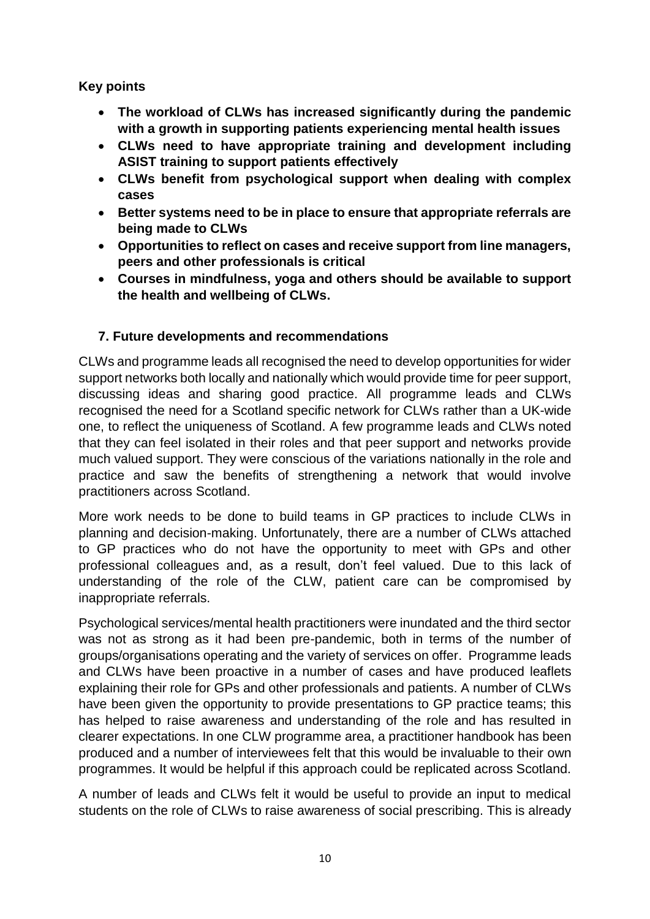**Key points**

- **The workload of CLWs has increased significantly during the pandemic with a growth in supporting patients experiencing mental health issues**
- **CLWs need to have appropriate training and development including ASIST training to support patients effectively**
- **CLWs benefit from psychological support when dealing with complex cases**
- **Better systems need to be in place to ensure that appropriate referrals are being made to CLWs**
- **Opportunities to reflect on cases and receive support from line managers, peers and other professionals is critical**
- **Courses in mindfulness, yoga and others should be available to support the health and wellbeing of CLWs.**

## 7. Future developments and recommendations

CLWs and programme leads all recognised the need to develop opportunities for wider support networks both locally and nationally which would provide time for peer support, discussing ideas and sharing good practice. All programme leads and CLWs recognised the need for a Scotland specific network for CLWs rather than a UK-wide one, to reflect the uniqueness of Scotland. A few programme leads and CLWs noted that they can feel isolated in their roles and that peer support and networks provide much valued support. They were conscious of the variations nationally in the role and practice and saw the benefits of strengthening a network that would involve practitioners across Scotland.

More work needs to be done to build teams in GP practices to include CLWs in planning and decision-making. Unfortunately, there are a number of CLWs attached to GP practices who do not have the opportunity to meet with GPs and other professional colleagues and, as a result, don't feel valued. Due to this lack of understanding of the role of the CLW, patient care can be compromised by inappropriate referrals.

Psychological services/mental health practitioners were inundated and the third sector was not as strong as it had been pre-pandemic, both in terms of the number of groups/organisations operating and the variety of services on offer. Programme leads and CLWs have been proactive in a number of cases and have produced leaflets explaining their role for GPs and other professionals and patients. A number of CLWs have been given the opportunity to provide presentations to GP practice teams; this has helped to raise awareness and understanding of the role and has resulted in clearer expectations. In one CLW programme area, a practitioner handbook has been produced and a number of interviewees felt that this would be invaluable to their own programmes. It would be helpful if this approach could be replicated across Scotland.

A number of leads and CLWs felt it would be useful to provide an input to medical students on the role of CLWs to raise awareness of social prescribing. This is already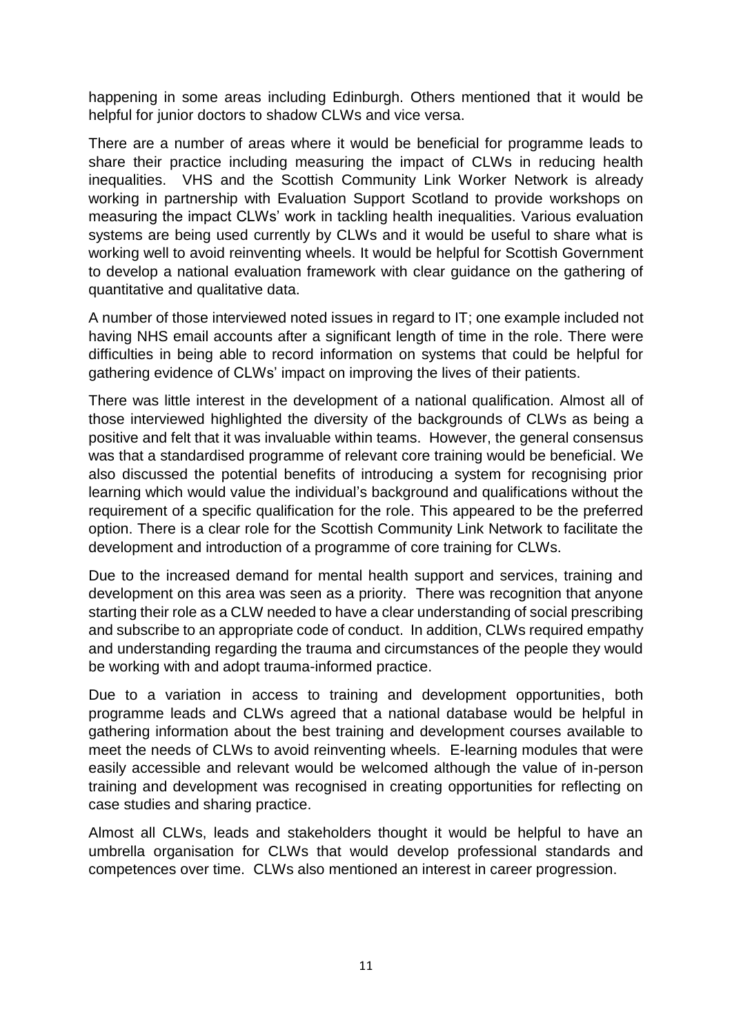happening in some areas including Edinburgh. Others mentioned that it would be helpful for junior doctors to shadow CLWs and vice versa.

There are a number of areas where it would be beneficial for programme leads to share their practice including measuring the impact of CLWs in reducing health inequalities. VHS and the Scottish Community Link Worker Network is already working in partnership with Evaluation Support Scotland to provide workshops on measuring the impact CLWs' work in tackling health inequalities. Various evaluation systems are being used currently by CLWs and it would be useful to share what is working well to avoid reinventing wheels. It would be helpful for Scottish Government to develop a national evaluation framework with clear guidance on the gathering of quantitative and qualitative data.

A number of those interviewed noted issues in regard to IT; one example included not having NHS email accounts after a significant length of time in the role. There were difficulties in being able to record information on systems that could be helpful for gathering evidence of CLWs' impact on improving the lives of their patients.

There was little interest in the development of a national qualification. Almost all of those interviewed highlighted the diversity of the backgrounds of CLWs as being a positive and felt that it was invaluable within teams. However, the general consensus was that a standardised programme of relevant core training would be beneficial. We also discussed the potential benefits of introducing a system for recognising prior learning which would value the individual's background and qualifications without the requirement of a specific qualification for the role. This appeared to be the preferred option. There is a clear role for the Scottish Community Link Network to facilitate the development and introduction of a programme of core training for CLWs.

Due to the increased demand for mental health support and services, training and development on this area was seen as a priority. There was recognition that anyone starting their role as a CLW needed to have a clear understanding of social prescribing and subscribe to an appropriate code of conduct. In addition, CLWs required empathy and understanding regarding the trauma and circumstances of the people they would be working with and adopt trauma-informed practice.

Due to a variation in access to training and development opportunities, both programme leads and CLWs agreed that a national database would be helpful in gathering information about the best training and development courses available to meet the needs of CLWs to avoid reinventing wheels. E-learning modules that were easily accessible and relevant would be welcomed although the value of in-person training and development was recognised in creating opportunities for reflecting on case studies and sharing practice.

Almost all CLWs, leads and stakeholders thought it would be helpful to have an umbrella organisation for CLWs that would develop professional standards and competences over time. CLWs also mentioned an interest in career progression.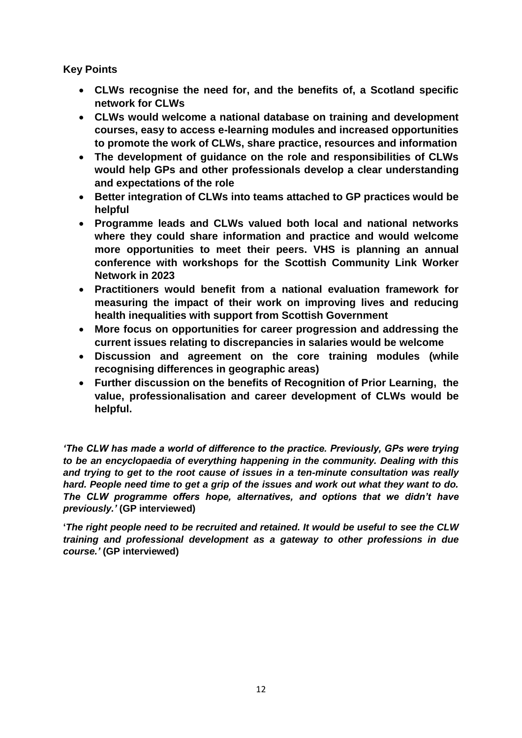**Key Points**

- **CLWs recognise the need for, and the benefits of, a Scotland specific network for CLWs**
- **CLWs would welcome a national database on training and development courses, easy to access e-learning modules and increased opportunities to promote the work of CLWs, share practice, resources and information**
- **The development of guidance on the role and responsibilities of CLWs would help GPs and other professionals develop a clear understanding and expectations of the role**
- **Better integration of CLWs into teams attached to GP practices would be helpful**
- **Programme leads and CLWs valued both local and national networks where they could share information and practice and would welcome more opportunities to meet their peers. VHS is planning an annual conference with workshops for the Scottish Community Link Worker Network in 2023**
- **Practitioners would benefit from a national evaluation framework for measuring the impact of their work on improving lives and reducing health inequalities with support from Scottish Government**
- **More focus on opportunities for career progression and addressing the current issues relating to discrepancies in salaries would be welcome**
- **Discussion and agreement on the core training modules (while recognising differences in geographic areas)**
- **Further discussion on the benefits of Recognition of Prior Learning, the value, professionalisation and career development of CLWs would be helpful.**

***'The CLW has made a world of difference to the practice. Previously, GPs were trying to be an encyclopaedia of everything happening in the community. Dealing with this and trying to get to the root cause of issues in a ten-minute consultation was really hard. People need time to get a grip of the issues and work out what they want to do. The CLW programme offers hope, alternatives, and options that we didn't have previously.'*** **(GP interviewed)**

**'*The right people need to be recruited and retained. It would be useful to see the CLW training and professional development as a gateway to other professions in due course.'*** **(GP interviewed)**